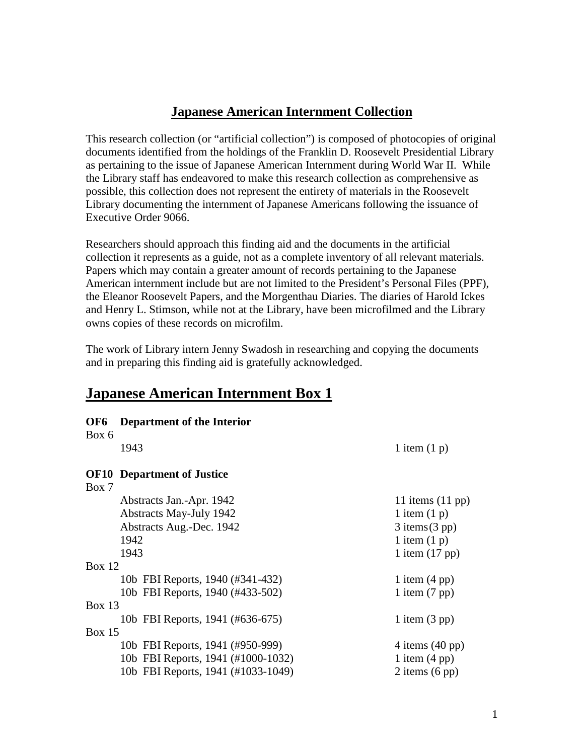# Japanese American Internment Collection

This research collection (or "artificial collection") is composed of photocopies of original documents identified from the holdings of the Franklin D. Roosevelt Presidential Library as pertaining to the issue of Japanese American Internment during World War II. While the Library staff has endeavored to make this research collection as comprehensive as possible, this collection does not represent the entirety of materials in the Roosevelt Library documenting the internment of Japanese Americans following the issuance of Executive Order 9066.

Researchers should approach this finding aid and the documents in the artificial collection it represents as a guide, not as a complete inventory of all relevant materials. Papers which may contain a greater amount of records pertaining to the Japanese American internment include but are not limited to the President's Personal Files (PPF), the Eleanor Roosevelt Papers, and the Morgenthau Diaries. The diaries of Harold Ickes and Henry L. Stimson, while not at the Library, have been microfilmed and the Library owns copies of these records on microfilm.

The work of Library intern Jenny Swadosh in researching and copying the documents and in preparing this finding aid is gratefully acknowledged.

## Japanese American Internment Box 1

**OF6 Department of the Interior**

Box 6

| | |
|---|---|
| 1943 | 1 item (1 p) |

**OF10 Department of Justice**

Box 7

| | |
|---|---|
| Abstracts Jan.-Apr. 1942 | 11 items (11 pp) |
| Abstracts May-July 1942 | 1 item (1 p) |
| Abstracts Aug.-Dec. 1942 | 3 items (3 pp) |
| 1942 | 1 item (1 p) |
| 1943 | 1 item (17 pp) |

Box 12

| | |
|---|---|
| 10b FBI Reports, 1940 (#341-432) | 1 item (4 pp) |
| 10b FBI Reports, 1940 (#433-502) | 1 item (7 pp) |

Box 13

| | |
|---|---|
| 10b FBI Reports, 1941 (#636-675) | 1 item (3 pp) |

Box 15

| | |
|---|---|
| 10b FBI Reports, 1941 (#950-999) | 4 items (40 pp) |
| 10b FBI Reports, 1941 (#1000-1032) | 1 item (4 pp) |
| 10b FBI Reports, 1941 (#1033-1049) | 2 items (6 pp) |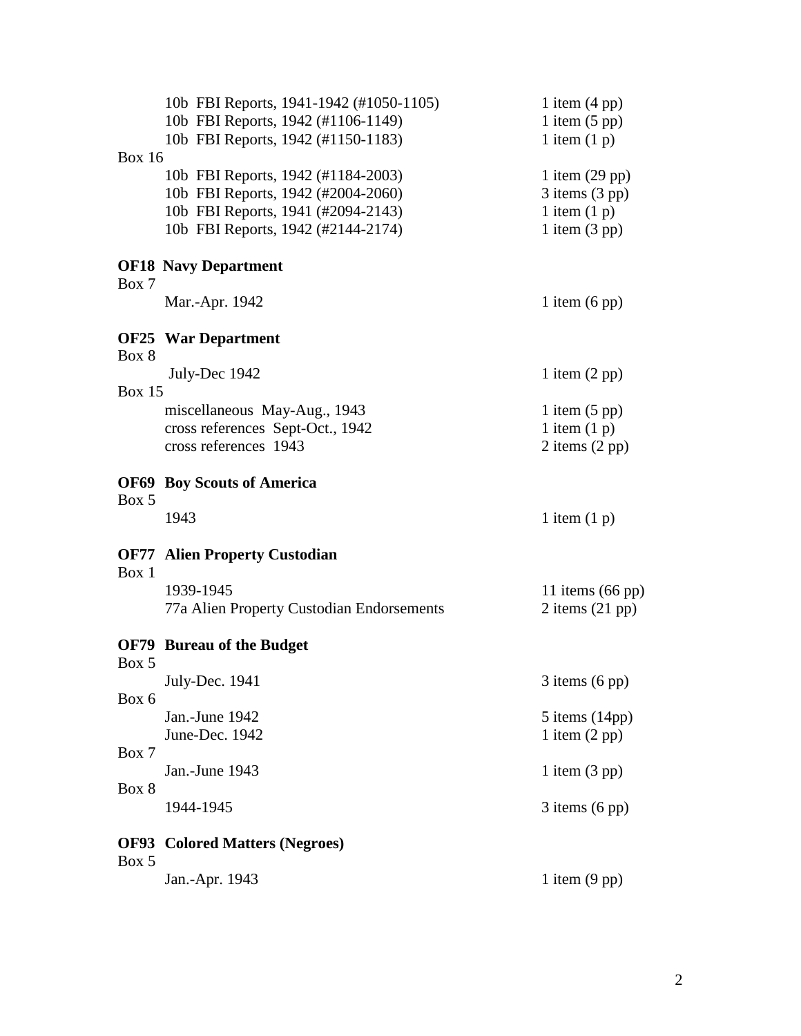| | |
|---|---|
| 10b FBI Reports, 1941-1942 (#1050-1105) | 1 item (4 pp) |
| 10b FBI Reports, 1942 (#1106-1149) | 1 item (5 pp) |
| 10b FBI Reports, 1942 (#1150-1183) | 1 item (1 p) |

Box 16

| | |
|---|---|
| 10b FBI Reports, 1942 (#1184-2003) | 1 item (29 pp) |
| 10b FBI Reports, 1942 (#2004-2060) | 3 items (3 pp) |
| 10b FBI Reports, 1941 (#2094-2143) | 1 item (1 p) |
| 10b FBI Reports, 1942 (#2144-2174) | 1 item (3 pp) |

**OF18 Navy Department**

Box 7

| | |
|---|---|
| Mar.-Apr. 1942 | 1 item (6 pp) |

**OF25 War Department**

Box 8

| | |
|---|---|
| July-Dec 1942 | 1 item (2 pp) |

Box 15

| | |
|---|---|
| miscellaneous May-Aug., 1943 | 1 item (5 pp) |
| cross references Sept-Oct., 1942 | 1 item (1 p) |
| cross references 1943 | 2 items (2 pp) |

**OF69 Boy Scouts of America**

Box 5

| | |
|---|---|
| 1943 | 1 item (1 p) |

**OF77 Alien Property Custodian**

Box 1

| | |
|---|---|
| 1939-1945 | 11 items (66 pp) |
| 77a Alien Property Custodian Endorsements | 2 items (21 pp) |

**OF79 Bureau of the Budget**

Box 5

| | |
|---|---|
| July-Dec. 1941 | 3 items (6 pp) |

Box 6

| | |
|---|---|
| Jan.-June 1942 | 5 items (14pp) |
| June-Dec. 1942 | 1 item (2 pp) |

Box 7

| | |
|---|---|
| Jan.-June 1943 | 1 item (3 pp) |

Box 8

| | |
|---|---|
| 1944-1945 | 3 items (6 pp) |

**OF93 Colored Matters (Negroes)**

Box 5

| | |
|---|---|
| Jan.-Apr. 1943 | 1 item (9 pp) |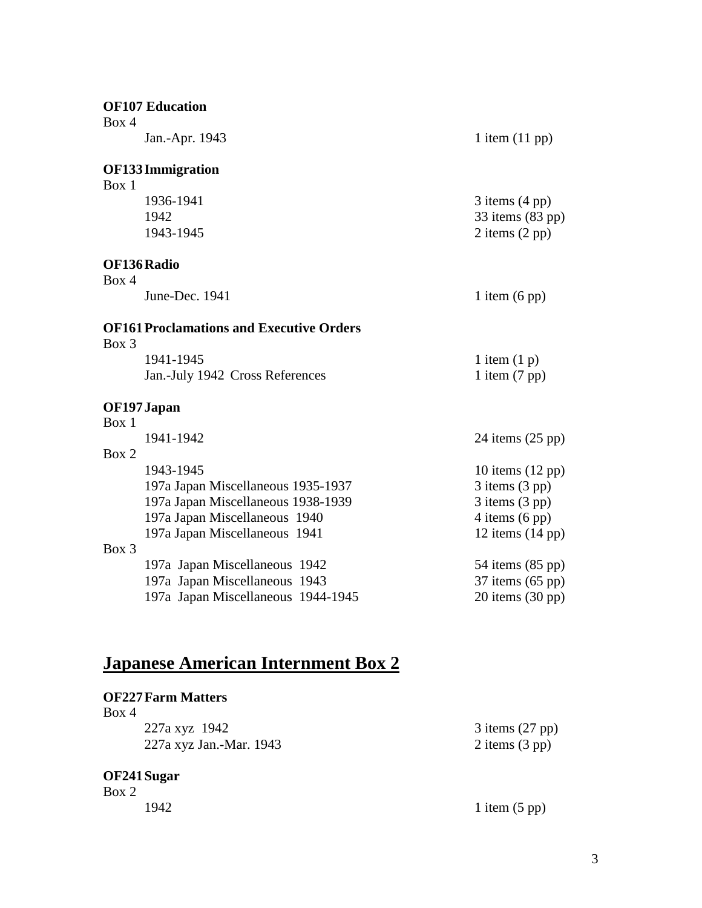**OF107 Education**

Box 4

| | |
|---|---|
| Jan.-Apr. 1943 | 1 item (11 pp) |

**OF133 Immigration**

Box 1

| | |
|---|---|
| 1936-1941 | 3 items (4 pp) |
| 1942 | 33 items (83 pp) |
| 1943-1945 | 2 items (2 pp) |

**OF136 Radio**

Box 4

| | |
|---|---|
| June-Dec. 1941 | 1 item (6 pp) |

**OF161 Proclamations and Executive Orders**

Box 3

| | |
|---|---|
| 1941-1945 | 1 item (1 p) |
| Jan.-July 1942 Cross References | 1 item (7 pp) |

**OF197 Japan**

Box 1

| | |
|---|---|
| 1941-1942 | 24 items (25 pp) |

Box 2

| | |
|---|---|
| 1943-1945 | 10 items (12 pp) |
| 197a Japan Miscellaneous 1935-1937 | 3 items (3 pp) |
| 197a Japan Miscellaneous 1938-1939 | 3 items (3 pp) |
| 197a Japan Miscellaneous 1940 | 4 items (6 pp) |
| 197a Japan Miscellaneous 1941 | 12 items (14 pp) |

Box 3

| | |
|---|---|
| 197a Japan Miscellaneous 1942 | 54 items (85 pp) |
| 197a Japan Miscellaneous 1943 | 37 items (65 pp) |
| 197a Japan Miscellaneous 1944-1945 | 20 items (30 pp) |

## Japanese American Internment Box 2

**OF227 Farm Matters**

Box 4

| | |
|---|---|
| 227a xyz 1942 | 3 items (27 pp) |
| 227a xyz Jan.-Mar. 1943 | 2 items (3 pp) |

**OF241 Sugar**

Box 2

| | |
|---|---|
| 1942 | 1 item (5 pp) |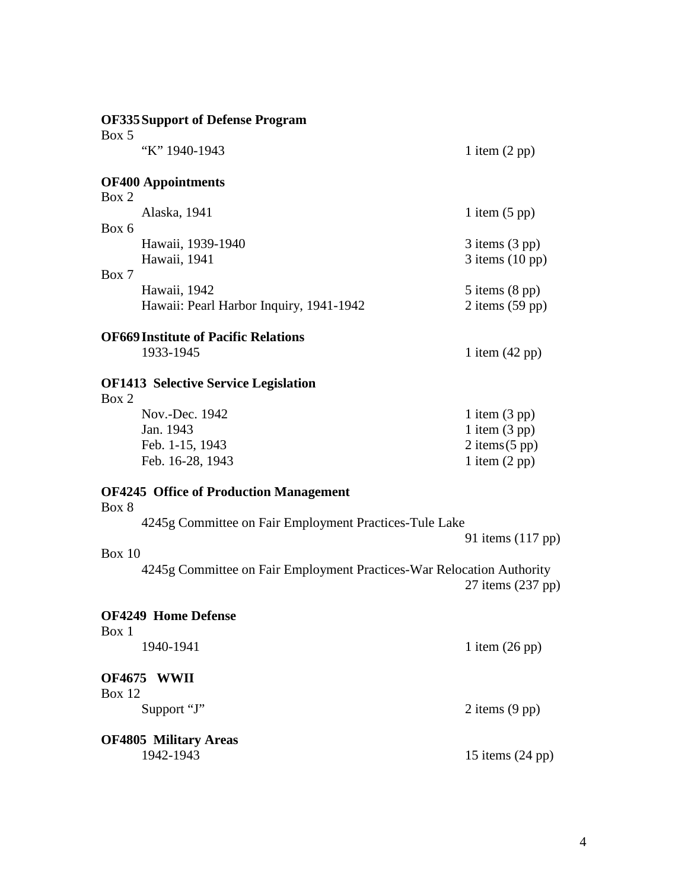**OF335 Support of Defense Program**

Box 5

"K" 1940-1943 — 1 item (2 pp)

**OF400 Appointments**

Box 2

Alaska, 1941 — 1 item (5 pp)

Box 6

Hawaii, 1939-1940 — 3 items (3 pp)

Hawaii, 1941 — 3 items (10 pp)

Box 7

Hawaii, 1942 — 5 items (8 pp)

Hawaii: Pearl Harbor Inquiry, 1941-1942 — 2 items (59 pp)

**OF669 Institute of Pacific Relations**

1933-1945 — 1 item (42 pp)

**OF1413 Selective Service Legislation**

Box 2

Nov.-Dec. 1942 — 1 item (3 pp)

Jan. 1943 — 1 item (3 pp)

Feb. 1-15, 1943 — 2 items (5 pp)

Feb. 16-28, 1943 — 1 item (2 pp)

**OF4245 Office of Production Management**

Box 8

4245g Committee on Fair Employment Practices-Tule Lake — 91 items (117 pp)

Box 10

4245g Committee on Fair Employment Practices-War Relocation Authority — 27 items (237 pp)

**OF4249 Home Defense**

Box 1

1940-1941 — 1 item (26 pp)

**OF4675 WWII**

Box 12

Support "J" — 2 items (9 pp)

**OF4805 Military Areas**

1942-1943 — 15 items (24 pp)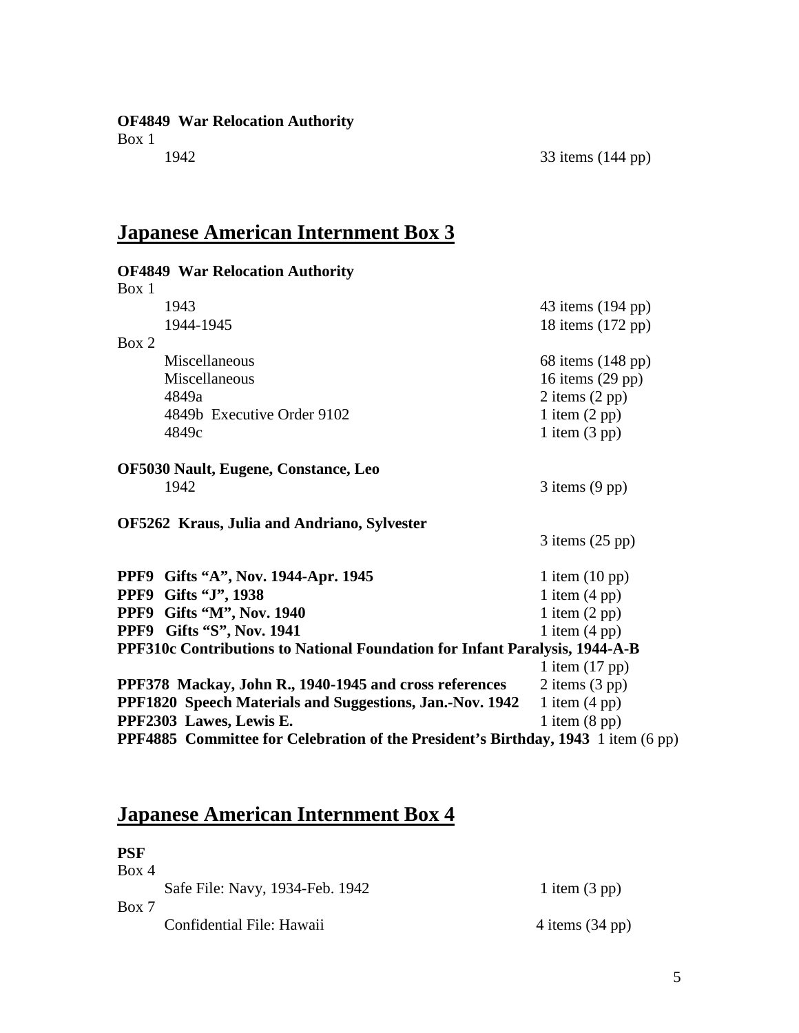**OF4849 War Relocation Authority**

Box 1

| | |
|---|---|
| 1942 | 33 items (144 pp) |

## Japanese American Internment Box 3

**OF4849 War Relocation Authority**

Box 1

| | |
|---|---|
| 1943 | 43 items (194 pp) |
| 1944-1945 | 18 items (172 pp) |

Box 2

| | |
|---|---|
| Miscellaneous | 68 items (148 pp) |
| Miscellaneous | 16 items (29 pp) |
| 4849a | 2 items (2 pp) |
| 4849b Executive Order 9102 | 1 item (2 pp) |
| 4849c | 1 item (3 pp) |

**OF5030 Nault, Eugene, Constance, Leo**

| | |
|---|---|
| 1942 | 3 items (9 pp) |

**OF5262 Kraus, Julia and Andriano, Sylvester**

3 items (25 pp)

| | |
|---|---|
| **PPF9 Gifts "A", Nov. 1944-Apr. 1945** | 1 item (10 pp) |
| **PPF9 Gifts "J", 1938** | 1 item (4 pp) |
| **PPF9 Gifts "M", Nov. 1940** | 1 item (2 pp) |
| **PPF9 Gifts "S", Nov. 1941** | 1 item (4 pp) |
| **PPF310c Contributions to National Foundation for Infant Paralysis, 1944-A-B** | 1 item (17 pp) |
| **PPF378 Mackay, John R., 1940-1945 and cross references** | 2 items (3 pp) |
| **PPF1820 Speech Materials and Suggestions, Jan.-Nov. 1942** | 1 item (4 pp) |
| **PPF2303 Lawes, Lewis E.** | 1 item (8 pp) |
| **PPF4885 Committee for Celebration of the President's Birthday, 1943** | 1 item (6 pp) |

## Japanese American Internment Box 4

**PSF**

Box 4

| | |
|---|---|
| Safe File: Navy, 1934-Feb. 1942 | 1 item (3 pp) |

Box 7

| | |
|---|---|
| Confidential File: Hawaii | 4 items (34 pp) |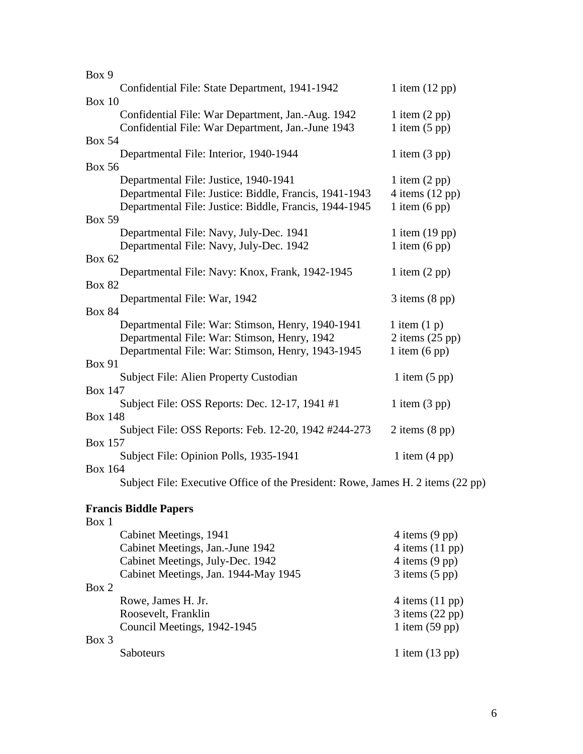Box 9

| | |
|---|---|
| Confidential File: State Department, 1941-1942 | 1 item (12 pp) |

Box 10

| | |
|---|---|
| Confidential File: War Department, Jan.-Aug. 1942 | 1 item (2 pp) |
| Confidential File: War Department, Jan.-June 1943 | 1 item (5 pp) |

Box 54

| | |
|---|---|
| Departmental File: Interior, 1940-1944 | 1 item (3 pp) |

Box 56

| | |
|---|---|
| Departmental File: Justice, 1940-1941 | 1 item (2 pp) |
| Departmental File: Justice: Biddle, Francis, 1941-1943 | 4 items (12 pp) |
| Departmental File: Justice: Biddle, Francis, 1944-1945 | 1 item (6 pp) |

Box 59

| | |
|---|---|
| Departmental File: Navy, July-Dec. 1941 | 1 item (19 pp) |
| Departmental File: Navy, July-Dec. 1942 | 1 item (6 pp) |

Box 62

| | |
|---|---|
| Departmental File: Navy: Knox, Frank, 1942-1945 | 1 item (2 pp) |

Box 82

| | |
|---|---|
| Departmental File: War, 1942 | 3 items (8 pp) |

Box 84

| | |
|---|---|
| Departmental File: War: Stimson, Henry, 1940-1941 | 1 item (1 p) |
| Departmental File: War: Stimson, Henry, 1942 | 2 items (25 pp) |
| Departmental File: War: Stimson, Henry, 1943-1945 | 1 item (6 pp) |

Box 91

| | |
|---|---|
| Subject File: Alien Property Custodian | 1 item (5 pp) |

Box 147

| | |
|---|---|
| Subject File: OSS Reports: Dec. 12-17, 1941 #1 | 1 item (3 pp) |

Box 148

| | |
|---|---|
| Subject File: OSS Reports: Feb. 12-20, 1942 #244-273 | 2 items (8 pp) |

Box 157

| | |
|---|---|
| Subject File: Opinion Polls, 1935-1941 | 1 item (4 pp) |

Box 164

| | |
|---|---|
| Subject File: Executive Office of the President: Rowe, James H. | 2 items (22 pp) |

**Francis Biddle Papers**

Box 1

| | |
|---|---|
| Cabinet Meetings, 1941 | 4 items (9 pp) |
| Cabinet Meetings, Jan.-June 1942 | 4 items (11 pp) |
| Cabinet Meetings, July-Dec. 1942 | 4 items (9 pp) |
| Cabinet Meetings, Jan. 1944-May 1945 | 3 items (5 pp) |

Box 2

| | |
|---|---|
| Rowe, James H. Jr. | 4 items (11 pp) |
| Roosevelt, Franklin | 3 items (22 pp) |
| Council Meetings, 1942-1945 | 1 item (59 pp) |

Box 3

| | |
|---|---|
| Saboteurs | 1 item (13 pp) |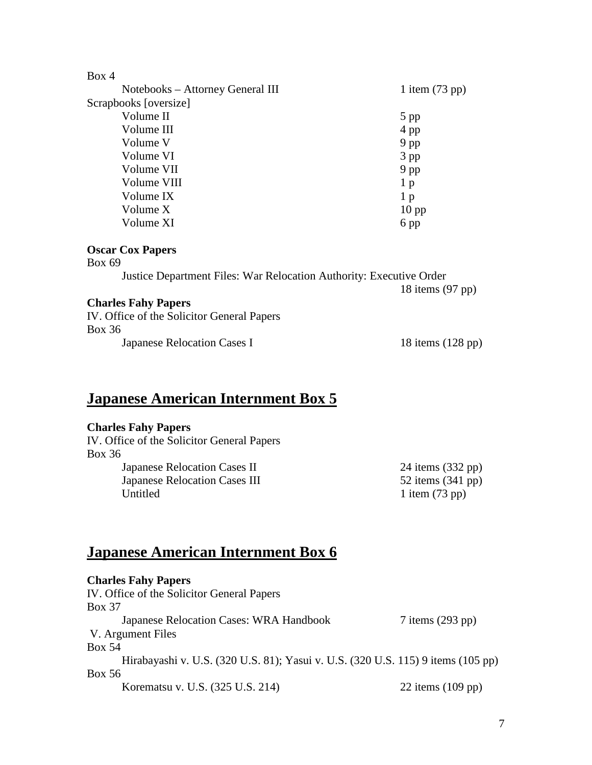Box 4

Notebooks – Attorney General III — 1 item (73 pp)

Scrapbooks [oversize]

| | |
|---|---|
| Volume II | 5 pp |
| Volume III | 4 pp |
| Volume V | 9 pp |
| Volume VI | 3 pp |
| Volume VII | 9 pp |
| Volume VIII | 1 p |
| Volume IX | 1 p |
| Volume X | 10 pp |
| Volume XI | 6 pp |

**Oscar Cox Papers**

Box 69

Justice Department Files: War Relocation Authority: Executive Order — 18 items (97 pp)

**Charles Fahy Papers**

IV. Office of the Solicitor General Papers

Box 36

Japanese Relocation Cases I — 18 items (128 pp)

## Japanese American Internment Box 5

**Charles Fahy Papers**

IV. Office of the Solicitor General Papers

Box 36

| | |
|---|---|
| Japanese Relocation Cases II | 24 items (332 pp) |
| Japanese Relocation Cases III | 52 items (341 pp) |
| Untitled | 1 item (73 pp) |

## Japanese American Internment Box 6

**Charles Fahy Papers**

IV. Office of the Solicitor General Papers

Box 37

Japanese Relocation Cases: WRA Handbook — 7 items (293 pp)

V. Argument Files

Box 54

Hirabayashi v. U.S. (320 U.S. 81); Yasui v. U.S. (320 U.S. 115) 9 items (105 pp)

Box 56

Korematsu v. U.S. (325 U.S. 214) — 22 items (109 pp)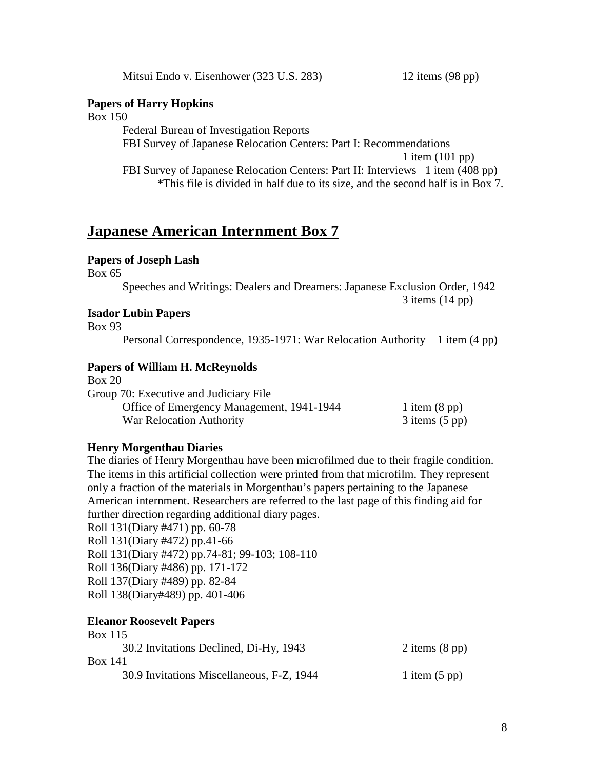Mitsui Endo v. Eisenhower (323 U.S. 283) 12 items (98 pp)

**Papers of Harry Hopkins**

Box 150

Federal Bureau of Investigation Reports

FBI Survey of Japanese Relocation Centers: Part I: Recommendations 1 item (101 pp)

FBI Survey of Japanese Relocation Centers: Part II: Interviews 1 item (408 pp)

*This file is divided in half due to its size, and the second half is in Box 7.

## Japanese American Internment Box 7

**Papers of Joseph Lash**

Box 65

Speeches and Writings: Dealers and Dreamers: Japanese Exclusion Order, 1942 3 items (14 pp)

**Isador Lubin Papers**

Box 93

Personal Correspondence, 1935-1971: War Relocation Authority 1 item (4 pp)

**Papers of William H. McReynolds**

Box 20

Group 70: Executive and Judiciary File

Office of Emergency Management, 1941-1944 1 item (8 pp)

War Relocation Authority 3 items (5 pp)

**Henry Morgenthau Diaries**

The diaries of Henry Morgenthau have been microfilmed due to their fragile condition. The items in this artificial collection were printed from that microfilm. They represent only a fraction of the materials in Morgenthau's papers pertaining to the Japanese American internment. Researchers are referred to the last page of this finding aid for further direction regarding additional diary pages.

Roll 131(Diary #471) pp. 60-78

Roll 131(Diary #472) pp.41-66

Roll 131(Diary #472) pp.74-81; 99-103; 108-110

Roll 136(Diary #486) pp. 171-172

Roll 137(Diary #489) pp. 82-84

Roll 138(Diary#489) pp. 401-406

**Eleanor Roosevelt Papers**

Box 115

30.2 Invitations Declined, Di-Hy, 1943 2 items (8 pp)

Box 141

30.9 Invitations Miscellaneous, F-Z, 1944 1 item (5 pp)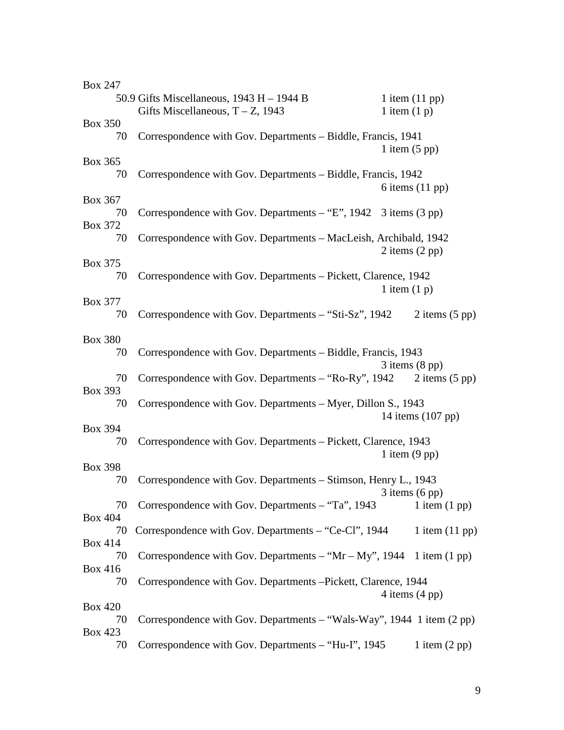Box 247

50.9 Gifts Miscellaneous, 1943 H – 1944 B 1 item (11 pp)
Gifts Miscellaneous, T – Z, 1943 1 item (1 p)

Box 350

70 Correspondence with Gov. Departments – Biddle, Francis, 1941
1 item (5 pp)

Box 365

70 Correspondence with Gov. Departments – Biddle, Francis, 1942
6 items (11 pp)

Box 367

70 Correspondence with Gov. Departments – "E", 1942 3 items (3 pp)

Box 372

70 Correspondence with Gov. Departments – MacLeish, Archibald, 1942
2 items (2 pp)

Box 375

70 Correspondence with Gov. Departments – Pickett, Clarence, 1942
1 item (1 p)

Box 377

70 Correspondence with Gov. Departments – "Sti-Sz", 1942 2 items (5 pp)

Box 380

70 Correspondence with Gov. Departments – Biddle, Francis, 1943
3 items (8 pp)
70 Correspondence with Gov. Departments – "Ro-Ry", 1942 2 items (5 pp)

Box 393

70 Correspondence with Gov. Departments – Myer, Dillon S., 1943
14 items (107 pp)

Box 394

70 Correspondence with Gov. Departments – Pickett, Clarence, 1943
1 item (9 pp)

Box 398

70 Correspondence with Gov. Departments – Stimson, Henry L., 1943
3 items (6 pp)
70 Correspondence with Gov. Departments – "Ta", 1943 1 item (1 pp)

Box 404

70 Correspondence with Gov. Departments – "Ce-Cl", 1944 1 item (11 pp)

Box 414

70 Correspondence with Gov. Departments – "Mr – My", 1944 1 item (1 pp)

Box 416

70 Correspondence with Gov. Departments –Pickett, Clarence, 1944
4 items (4 pp)

Box 420

70 Correspondence with Gov. Departments – "Wals-Way", 1944 1 item (2 pp)

Box 423

70 Correspondence with Gov. Departments – "Hu-I", 1945 1 item (2 pp)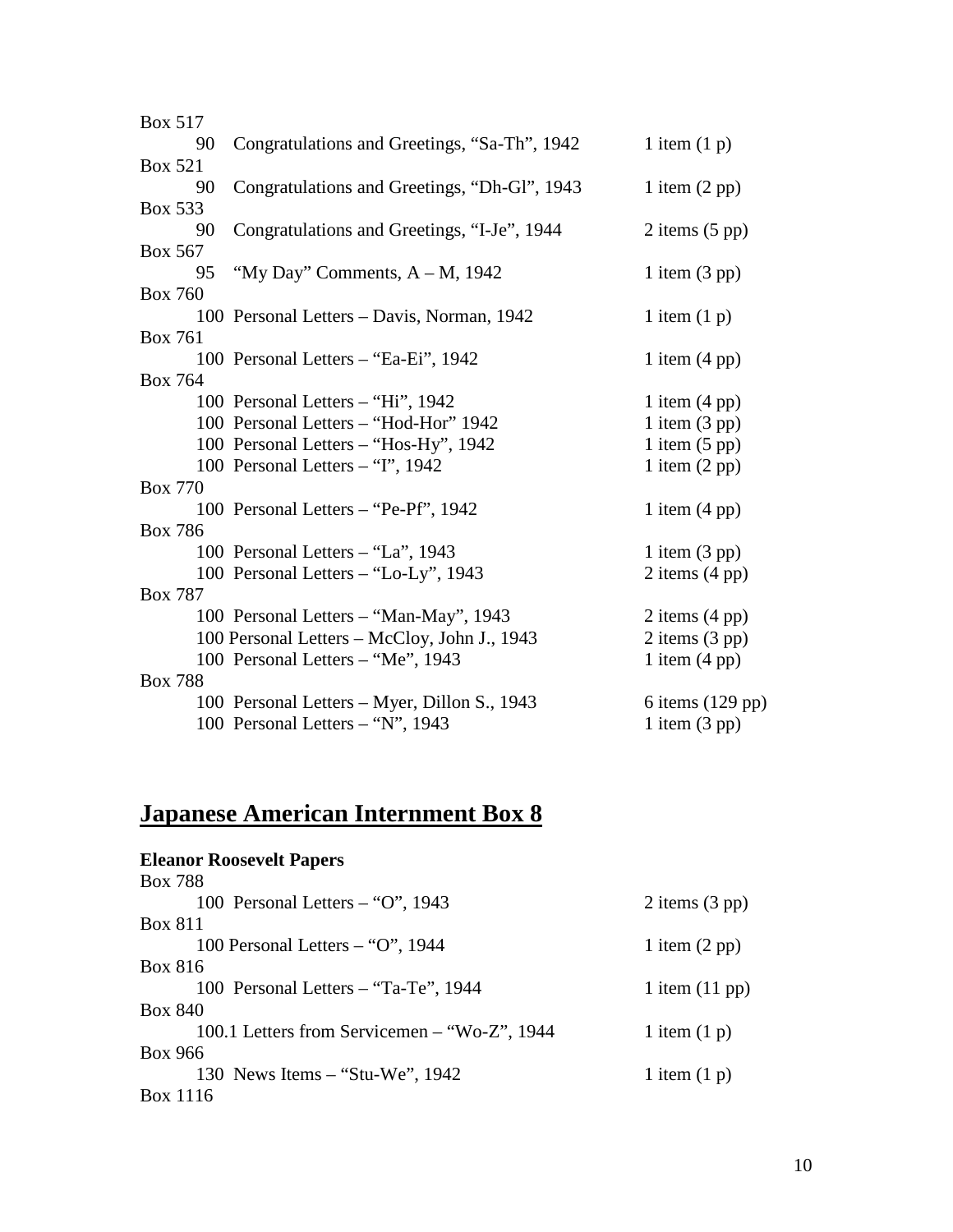Box 517

| | | |
|---|---|---|
| 90 | Congratulations and Greetings, "Sa-Th", 1942 | 1 item (1 p) |

Box 521

| | | |
|---|---|---|
| 90 | Congratulations and Greetings, "Dh-Gl", 1943 | 1 item (2 pp) |

Box 533

| | | |
|---|---|---|
| 90 | Congratulations and Greetings, "I-Je", 1944 | 2 items (5 pp) |

Box 567

| | | |
|---|---|---|
| 95 | "My Day" Comments, A – M, 1942 | 1 item (3 pp) |

Box 760

| | | |
|---|---|---|
| 100 | Personal Letters – Davis, Norman, 1942 | 1 item (1 p) |

Box 761

| | | |
|---|---|---|
| 100 | Personal Letters – "Ea-Ei", 1942 | 1 item (4 pp) |

Box 764

| | | |
|---|---|---|
| 100 | Personal Letters – "Hi", 1942 | 1 item (4 pp) |
| 100 | Personal Letters – "Hod-Hor" 1942 | 1 item (3 pp) |
| 100 | Personal Letters – "Hos-Hy", 1942 | 1 item (5 pp) |
| 100 | Personal Letters – "I", 1942 | 1 item (2 pp) |

Box 770

| | | |
|---|---|---|
| 100 | Personal Letters – "Pe-Pf", 1942 | 1 item (4 pp) |

Box 786

| | | |
|---|---|---|
| 100 | Personal Letters – "La", 1943 | 1 item (3 pp) |
| 100 | Personal Letters – "Lo-Ly", 1943 | 2 items (4 pp) |

Box 787

| | | |
|---|---|---|
| 100 | Personal Letters – "Man-May", 1943 | 2 items (4 pp) |
| 100 | Personal Letters – McCloy, John J., 1943 | 2 items (3 pp) |
| 100 | Personal Letters – "Me", 1943 | 1 item (4 pp) |

Box 788

| | | |
|---|---|---|
| 100 | Personal Letters – Myer, Dillon S., 1943 | 6 items (129 pp) |
| 100 | Personal Letters – "N", 1943 | 1 item (3 pp) |

## Japanese American Internment Box 8

**Eleanor Roosevelt Papers**

Box 788

| | | |
|---|---|---|
| 100 | Personal Letters – "O", 1943 | 2 items (3 pp) |

Box 811

| | | |
|---|---|---|
| 100 | Personal Letters – "O", 1944 | 1 item (2 pp) |

Box 816

| | | |
|---|---|---|
| 100 | Personal Letters – "Ta-Te", 1944 | 1 item (11 pp) |

Box 840

| | | |
|---|---|---|
| 100.1 | Letters from Servicemen – "Wo-Z", 1944 | 1 item (1 p) |

Box 966

| | | |
|---|---|---|
| 130 | News Items – "Stu-We", 1942 | 1 item (1 p) |

Box 1116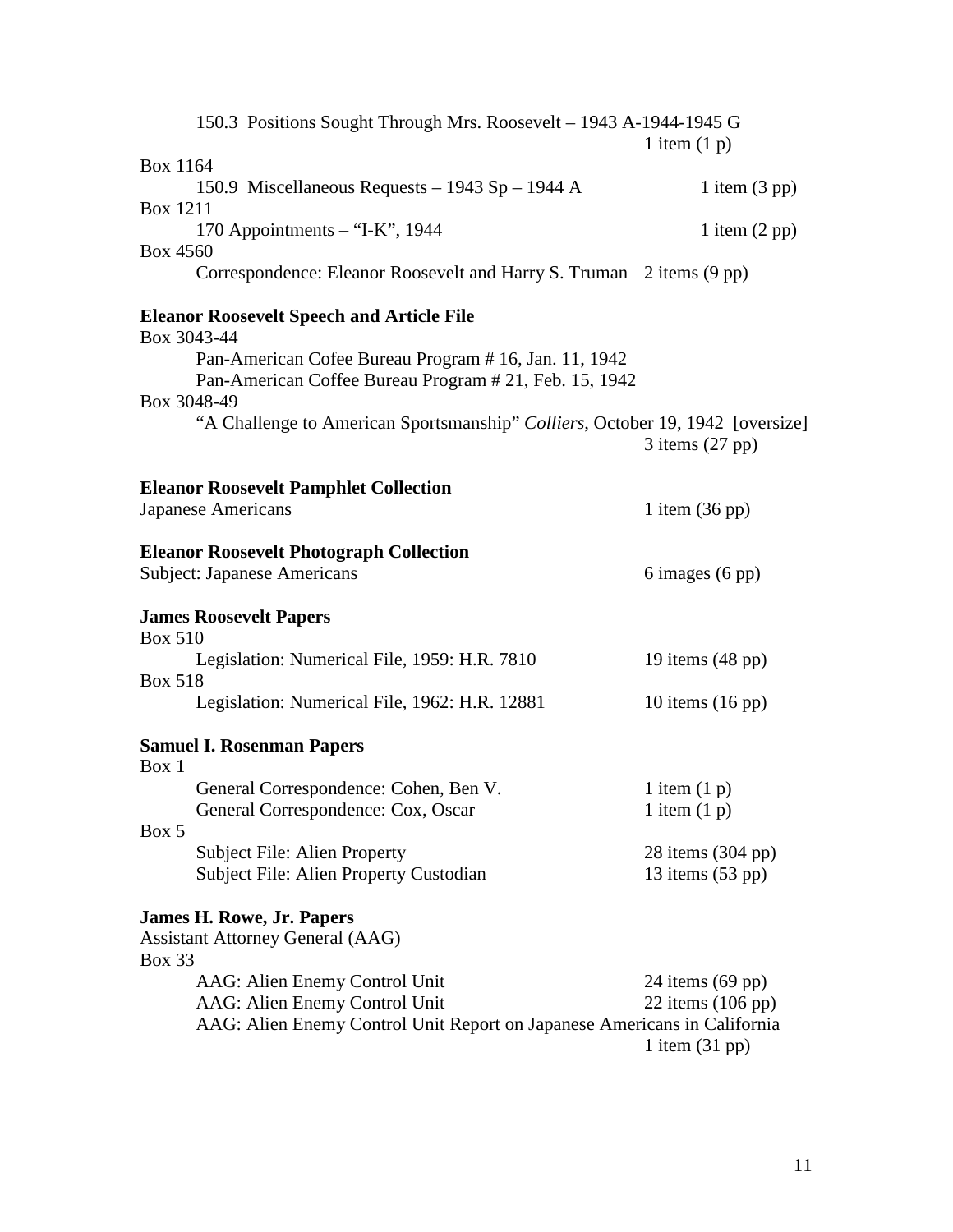150.3 Positions Sought Through Mrs. Roosevelt – 1943 A-1944-1945 G
1 item (1 p)

Box 1164
150.9 Miscellaneous Requests – 1943 Sp – 1944 A — 1 item (3 pp)

Box 1211
170 Appointments – "I-K", 1944 — 1 item (2 pp)

Box 4560
Correspondence: Eleanor Roosevelt and Harry S. Truman — 2 items (9 pp)

**Eleanor Roosevelt Speech and Article File**

Box 3043-44
Pan-American Cofee Bureau Program # 16, Jan. 11, 1942
Pan-American Coffee Bureau Program # 21, Feb. 15, 1942

Box 3048-49
"A Challenge to American Sportsmanship" *Colliers*, October 19, 1942 [oversize]
3 items (27 pp)

**Eleanor Roosevelt Pamphlet Collection**

Japanese Americans — 1 item (36 pp)

**Eleanor Roosevelt Photograph Collection**

Subject: Japanese Americans — 6 images (6 pp)

**James Roosevelt Papers**

Box 510
Legislation: Numerical File, 1959: H.R. 7810 — 19 items (48 pp)

Box 518
Legislation: Numerical File, 1962: H.R. 12881 — 10 items (16 pp)

**Samuel I. Rosenman Papers**

Box 1
General Correspondence: Cohen, Ben V. — 1 item (1 p)
General Correspondence: Cox, Oscar — 1 item (1 p)

Box 5
Subject File: Alien Property — 28 items (304 pp)
Subject File: Alien Property Custodian — 13 items (53 pp)

**James H. Rowe, Jr. Papers**

Assistant Attorney General (AAG)

Box 33
AAG: Alien Enemy Control Unit — 24 items (69 pp)
AAG: Alien Enemy Control Unit — 22 items (106 pp)
AAG: Alien Enemy Control Unit Report on Japanese Americans in California
1 item (31 pp)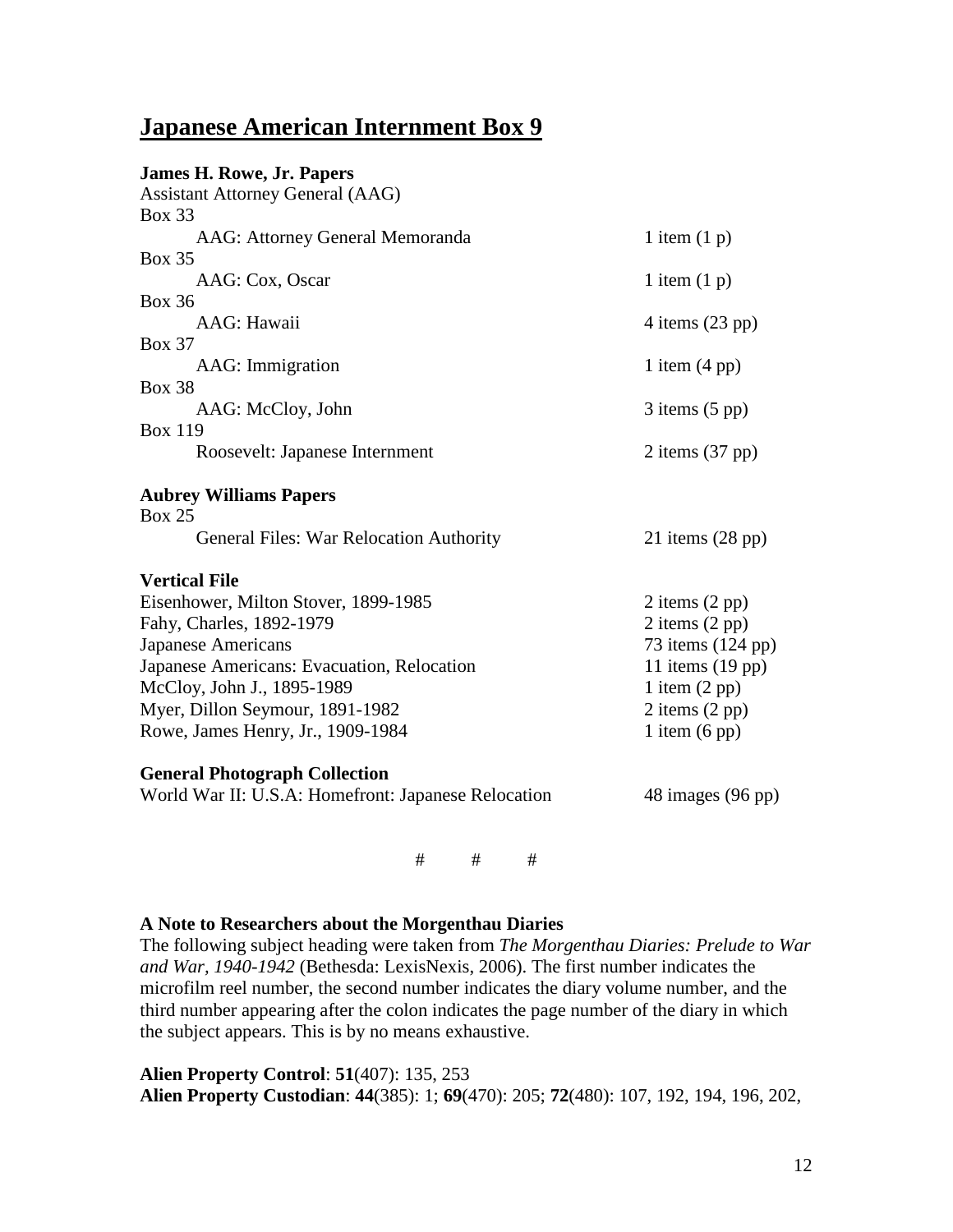# Japanese American Internment Box 9

**James H. Rowe, Jr. Papers**

Assistant Attorney General (AAG)

| | |
|---|---|
| Box 33 | |
| AAG: Attorney General Memoranda | 1 item (1 p) |
| Box 35 | |
| AAG: Cox, Oscar | 1 item (1 p) |
| Box 36 | |
| AAG: Hawaii | 4 items (23 pp) |
| Box 37 | |
| AAG: Immigration | 1 item (4 pp) |
| Box 38 | |
| AAG: McCloy, John | 3 items (5 pp) |
| Box 119 | |
| Roosevelt: Japanese Internment | 2 items (37 pp) |

**Aubrey Williams Papers**

| | |
|---|---|
| Box 25 | |
| General Files: War Relocation Authority | 21 items (28 pp) |

**Vertical File**

| | |
|---|---|
| Eisenhower, Milton Stover, 1899-1985 | 2 items (2 pp) |
| Fahy, Charles, 1892-1979 | 2 items (2 pp) |
| Japanese Americans | 73 items (124 pp) |
| Japanese Americans: Evacuation, Relocation | 11 items (19 pp) |
| McCloy, John J., 1895-1989 | 1 item (2 pp) |
| Myer, Dillon Seymour, 1891-1982 | 2 items (2 pp) |
| Rowe, James Henry, Jr., 1909-1984 | 1 item (6 pp) |

**General Photograph Collection**

| | |
|---|---|
| World War II: U.S.A: Homefront: Japanese Relocation | 48 images (96 pp) |

# # #

**A Note to Researchers about the Morgenthau Diaries**

The following subject heading were taken from *The Morgenthau Diaries: Prelude to War and War, 1940-1942* (Bethesda: LexisNexis, 2006). The first number indicates the microfilm reel number, the second number indicates the diary volume number, and the third number appearing after the colon indicates the page number of the diary in which the subject appears. This is by no means exhaustive.

**Alien Property Control**: **51**(407): 135, 253

**Alien Property Custodian**: **44**(385): 1; **69**(470): 205; **72**(480): 107, 192, 194, 196, 202,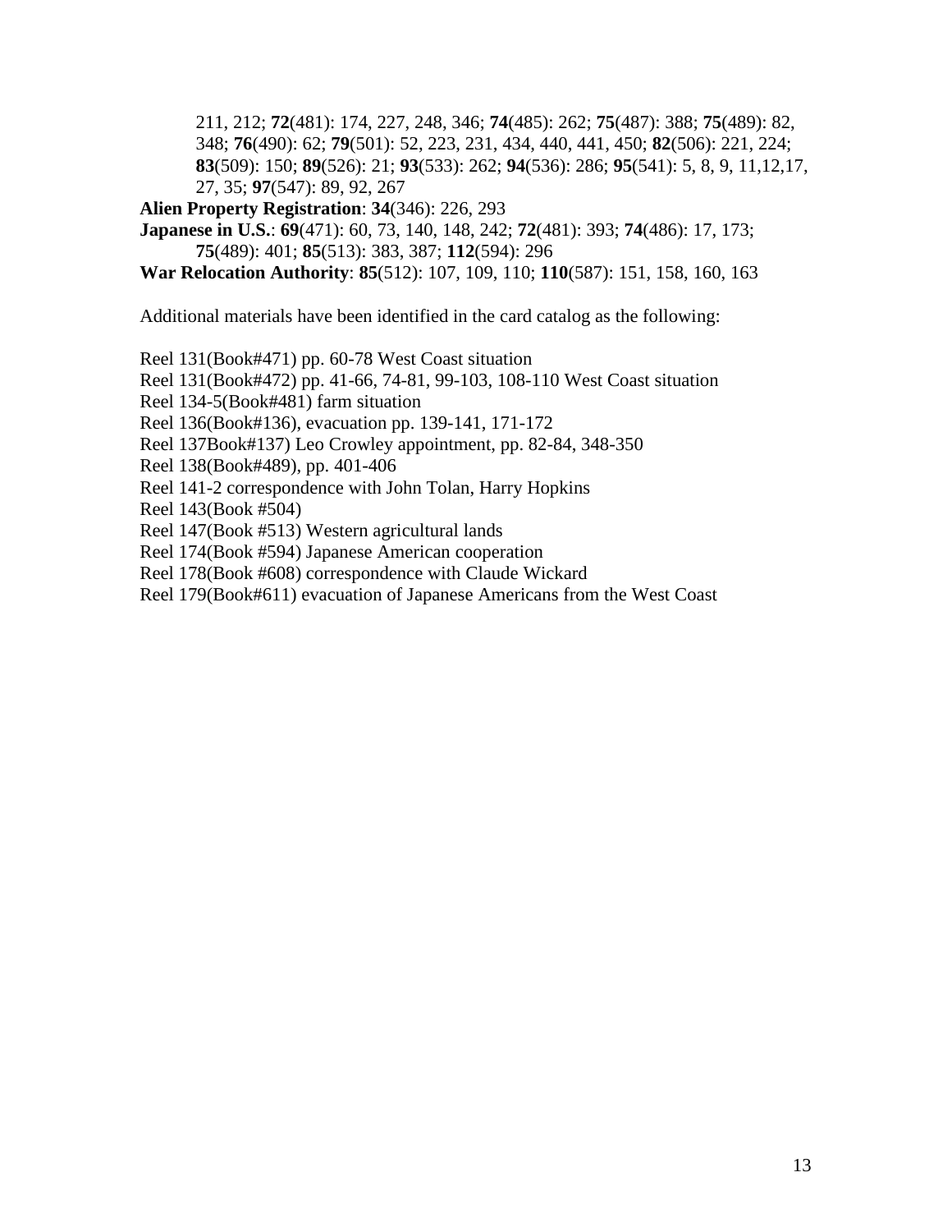211, 212; **72**(481): 174, 227, 248, 346; **74**(485): 262; **75**(487): 388; **75**(489): 82, 348; **76**(490): 62; **79**(501): 52, 223, 231, 434, 440, 441, 450; **82**(506): 221, 224; **83**(509): 150; **89**(526): 21; **93**(533): 262; **94**(536): 286; **95**(541): 5, 8, 9, 11,12,17, 27, 35; **97**(547): 89, 92, 267

**Alien Property Registration**: **34**(346): 226, 293

**Japanese in U.S.**: **69**(471): 60, 73, 140, 148, 242; **72**(481): 393; **74**(486): 17, 173; **75**(489): 401; **85**(513): 383, 387; **112**(594): 296

**War Relocation Authority**: **85**(512): 107, 109, 110; **110**(587): 151, 158, 160, 163

Additional materials have been identified in the card catalog as the following:

Reel 131(Book#471) pp. 60-78 West Coast situation
Reel 131(Book#472) pp. 41-66, 74-81, 99-103, 108-110 West Coast situation
Reel 134-5(Book#481) farm situation
Reel 136(Book#136), evacuation pp. 139-141, 171-172
Reel 137Book#137) Leo Crowley appointment, pp. 82-84, 348-350
Reel 138(Book#489), pp. 401-406
Reel 141-2 correspondence with John Tolan, Harry Hopkins
Reel 143(Book #504)
Reel 147(Book #513) Western agricultural lands
Reel 174(Book #594) Japanese American cooperation
Reel 178(Book #608) correspondence with Claude Wickard
Reel 179(Book#611) evacuation of Japanese Americans from the West Coast